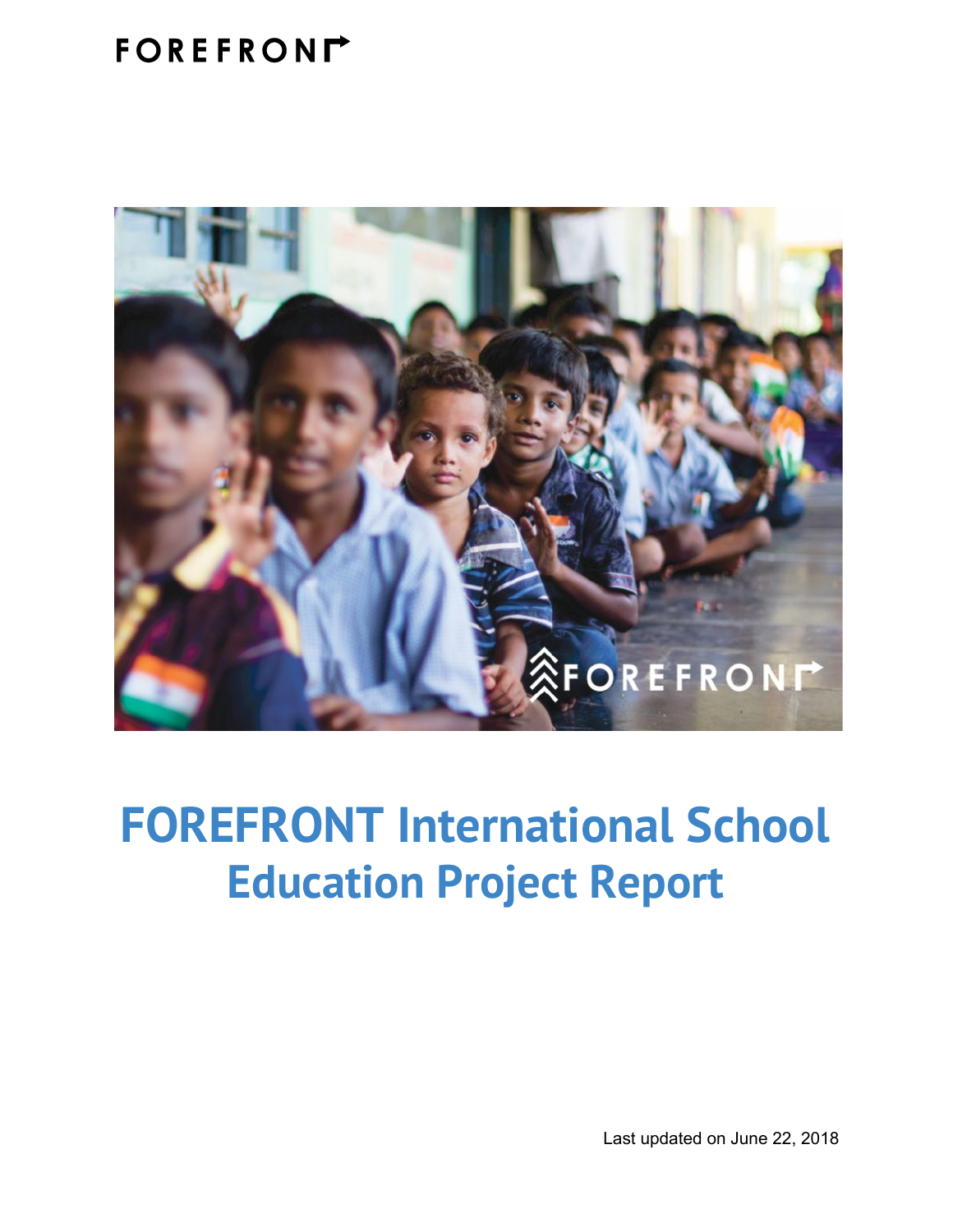FOREFRONT

# FOREFRONT International School
## Education Project Report

Last updated on June 22, 2018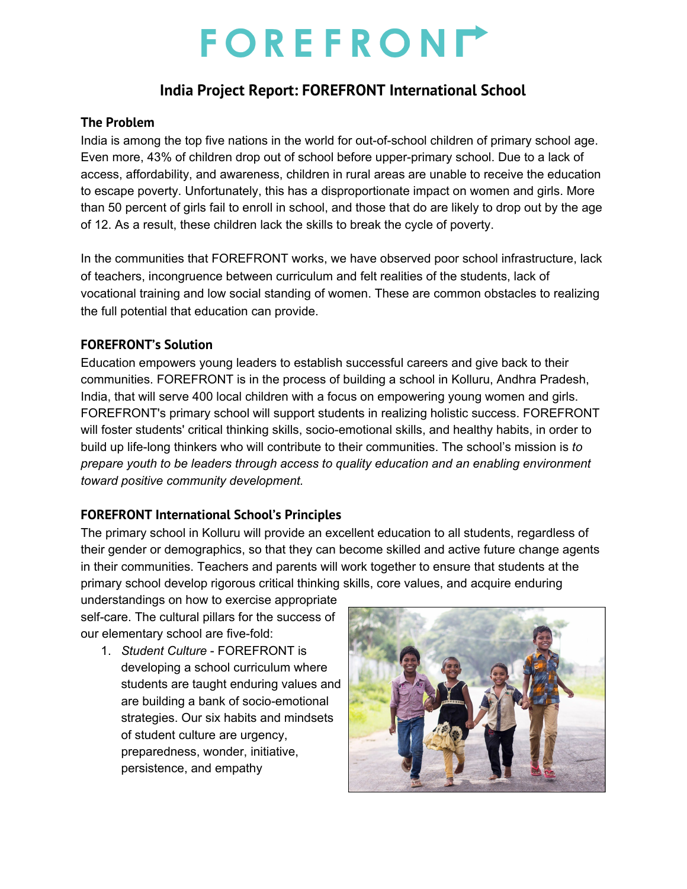# FOREFRONT

## India Project Report: FOREFRONT International School

### The Problem

India is among the top five nations in the world for out-of-school children of primary school age. Even more, 43% of children drop out of school before upper-primary school. Due to a lack of access, affordability, and awareness, children in rural areas are unable to receive the education to escape poverty. Unfortunately, this has a disproportionate impact on women and girls. More than 50 percent of girls fail to enroll in school, and those that do are likely to drop out by the age of 12. As a result, these children lack the skills to break the cycle of poverty.

In the communities that FOREFRONT works, we have observed poor school infrastructure, lack of teachers, incongruence between curriculum and felt realities of the students, lack of vocational training and low social standing of women. These are common obstacles to realizing the full potential that education can provide.

### FOREFRONT's Solution

Education empowers young leaders to establish successful careers and give back to their communities. FOREFRONT is in the process of building a school in Kolluru, Andhra Pradesh, India, that will serve 400 local children with a focus on empowering young women and girls. FOREFRONT's primary school will support students in realizing holistic success. FOREFRONT will foster students' critical thinking skills, socio-emotional skills, and healthy habits, in order to build up life-long thinkers who will contribute to their communities. The school's mission is *to prepare youth to be leaders through access to quality education and an enabling environment toward positive community development.*

### FOREFRONT International School's Principles

The primary school in Kolluru will provide an excellent education to all students, regardless of their gender or demographics, so that they can become skilled and active future change agents in their communities. Teachers and parents will work together to ensure that students at the primary school develop rigorous critical thinking skills, core values, and acquire enduring understandings on how to exercise appropriate self-care. The cultural pillars for the success of our elementary school are five-fold:

1. *Student Culture* - FOREFRONT is developing a school curriculum where students are taught enduring values and are building a bank of socio-emotional strategies. Our six habits and mindsets of student culture are urgency, preparedness, wonder, initiative, persistence, and empathy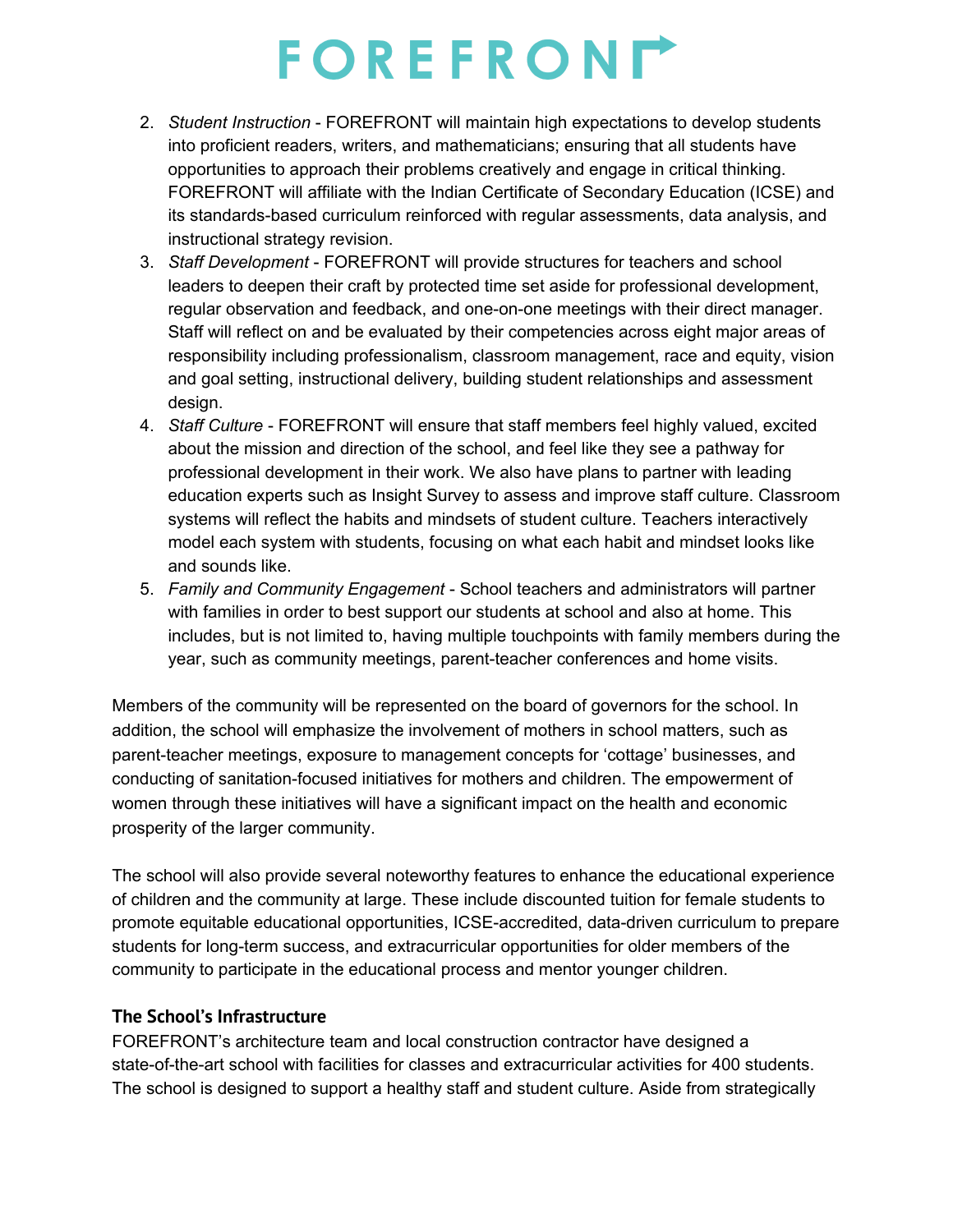2. *Student Instruction* - FOREFRONT will maintain high expectations to develop students into proficient readers, writers, and mathematicians; ensuring that all students have opportunities to approach their problems creatively and engage in critical thinking. FOREFRONT will affiliate with the Indian Certificate of Secondary Education (ICSE) and its standards-based curriculum reinforced with regular assessments, data analysis, and instructional strategy revision.
3. *Staff Development* - FOREFRONT will provide structures for teachers and school leaders to deepen their craft by protected time set aside for professional development, regular observation and feedback, and one-on-one meetings with their direct manager. Staff will reflect on and be evaluated by their competencies across eight major areas of responsibility including professionalism, classroom management, race and equity, vision and goal setting, instructional delivery, building student relationships and assessment design.
4. *Staff Culture* - FOREFRONT will ensure that staff members feel highly valued, excited about the mission and direction of the school, and feel like they see a pathway for professional development in their work. We also have plans to partner with leading education experts such as Insight Survey to assess and improve staff culture. Classroom systems will reflect the habits and mindsets of student culture. Teachers interactively model each system with students, focusing on what each habit and mindset looks like and sounds like.
5. *Family and Community Engagement* - School teachers and administrators will partner with families in order to best support our students at school and also at home. This includes, but is not limited to, having multiple touchpoints with family members during the year, such as community meetings, parent-teacher conferences and home visits.

Members of the community will be represented on the board of governors for the school. In addition, the school will emphasize the involvement of mothers in school matters, such as parent-teacher meetings, exposure to management concepts for 'cottage' businesses, and conducting of sanitation-focused initiatives for mothers and children. The empowerment of women through these initiatives will have a significant impact on the health and economic prosperity of the larger community.

The school will also provide several noteworthy features to enhance the educational experience of children and the community at large. These include discounted tuition for female students to promote equitable educational opportunities, ICSE-accredited, data-driven curriculum to prepare students for long-term success, and extracurricular opportunities for older members of the community to participate in the educational process and mentor younger children.

### The School's Infrastructure

FOREFRONT's architecture team and local construction contractor have designed a state-of-the-art school with facilities for classes and extracurricular activities for 400 students. The school is designed to support a healthy staff and student culture. Aside from strategically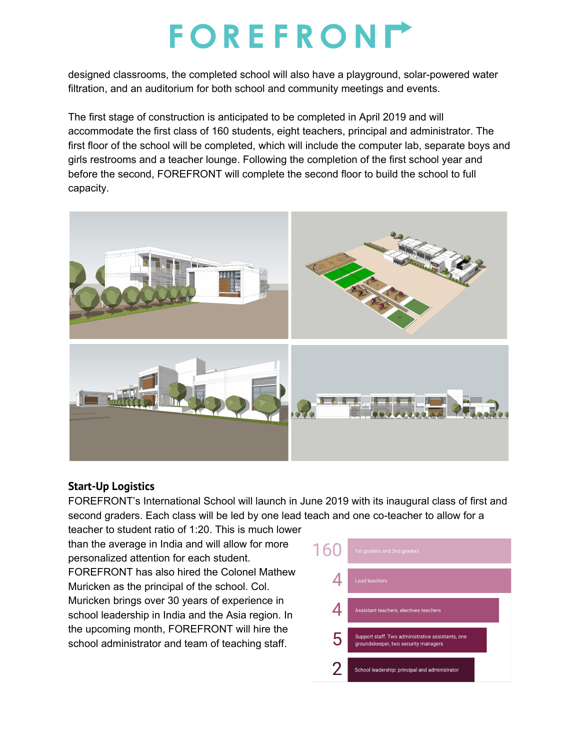designed classrooms, the completed school will also have a playground, solar-powered water filtration, and an auditorium for both school and community meetings and events.

The first stage of construction is anticipated to be completed in April 2019 and will accommodate the first class of 160 students, eight teachers, principal and administrator. The first floor of the school will be completed, which will include the computer lab, separate boys and girls restrooms and a teacher lounge. Following the completion of the first school year and before the second, FOREFRONT will complete the second floor to build the school to full capacity.

**Start-Up Logistics**

FOREFRONT's International School will launch in June 2019 with its inaugural class of first and second graders. Each class will be led by one lead teach and one co-teacher to allow for a teacher to student ratio of 1:20. This is much lower than the average in India and will allow for more personalized attention for each student. FOREFRONT has also hired the Colonel Mathew Muricken as the principal of the school. Col. Muricken brings over 30 years of experience in school leadership in India and the Asia region. In the upcoming month, FOREFRONT will hire the school administrator and team of teaching staff.

| | |
|---|---|
| 160 | 1st graders and 2nd graders |
| 4 | Lead teachers |
| 4 | Assistant teachers, electives teachers |
| 5 | Support staff. Two administrative assistants, one groundskeeper, two security managers |
| 2 | School leadership: principal and administrator |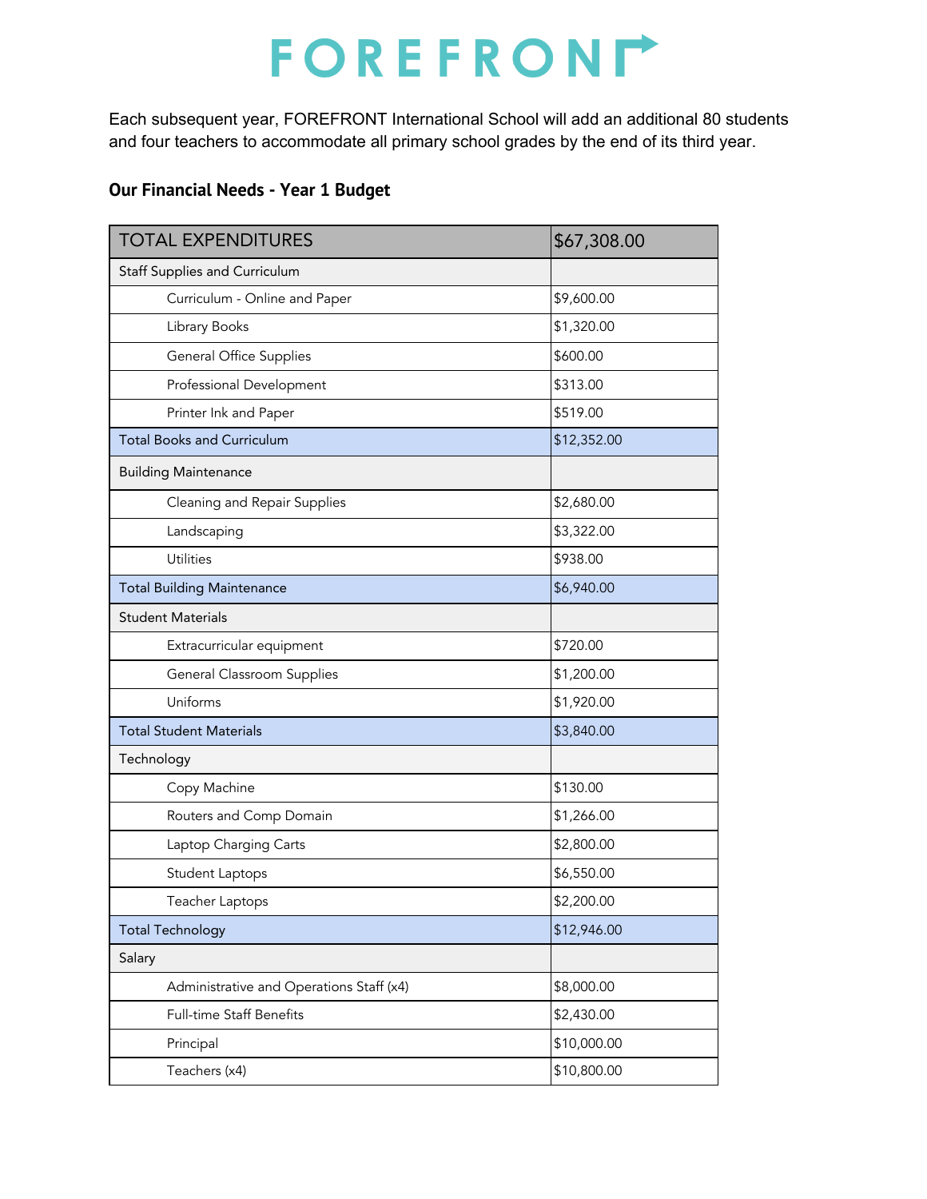FOREFRONT

Each subsequent year, FOREFRONT International School will add an additional 80 students and four teachers to accommodate all primary school grades by the end of its third year.

### Our Financial Needs - Year 1 Budget

| TOTAL EXPENDITURES | $67,308.00 |
|---|---|
| Staff Supplies and Curriculum | |
| Curriculum - Online and Paper | $9,600.00 |
| Library Books | $1,320.00 |
| General Office Supplies | $600.00 |
| Professional Development | $313.00 |
| Printer Ink and Paper | $519.00 |
| Total Books and Curriculum | $12,352.00 |
| Building Maintenance | |
| Cleaning and Repair Supplies | $2,680.00 |
| Landscaping | $3,322.00 |
| Utilities | $938.00 |
| Total Building Maintenance | $6,940.00 |
| Student Materials | |
| Extracurricular equipment | $720.00 |
| General Classroom Supplies | $1,200.00 |
| Uniforms | $1,920.00 |
| Total Student Materials | $3,840.00 |
| Technology | |
| Copy Machine | $130.00 |
| Routers and Comp Domain | $1,266.00 |
| Laptop Charging Carts | $2,800.00 |
| Student Laptops | $6,550.00 |
| Teacher Laptops | $2,200.00 |
| Total Technology | $12,946.00 |
| Salary | |
| Administrative and Operations Staff (x4) | $8,000.00 |
| Full-time Staff Benefits | $2,430.00 |
| Principal | $10,000.00 |
| Teachers (x4) | $10,800.00 |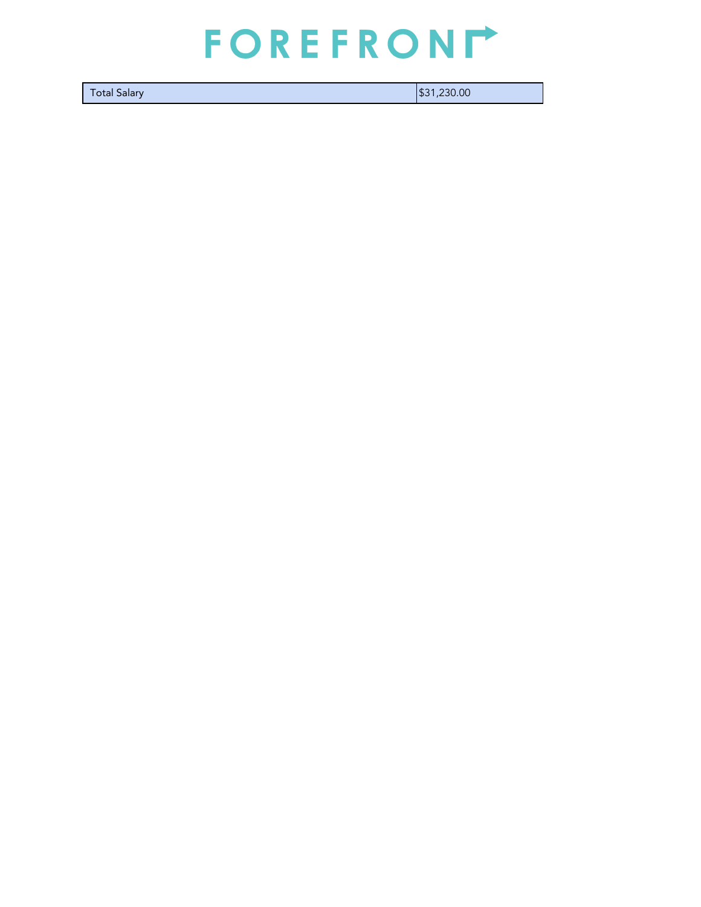| | |
|---|---|
| Total Salary | $31,230.00 |